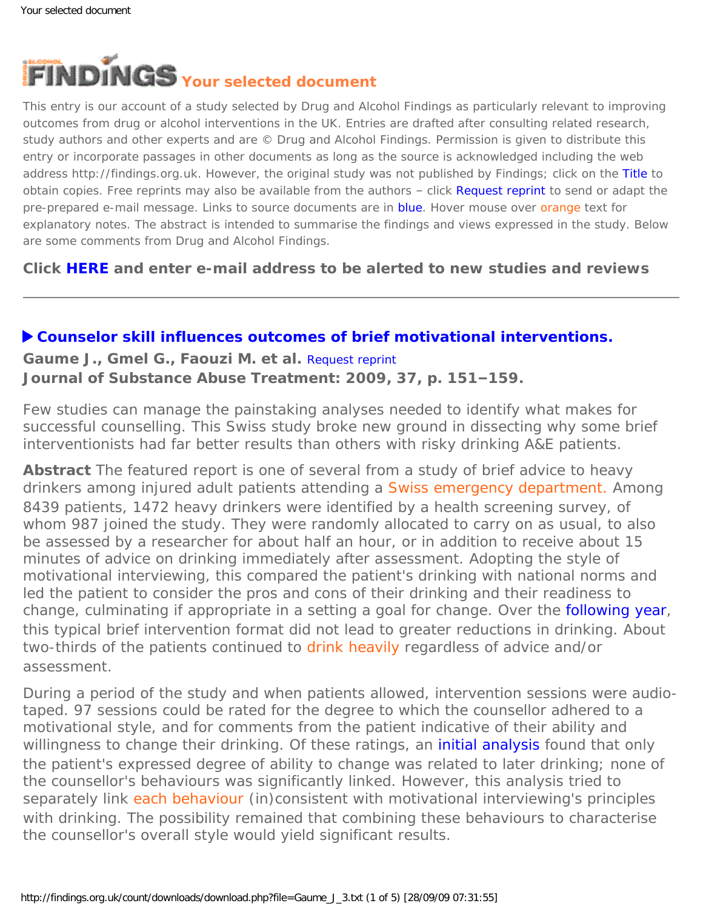# FINDINGS Your selected document

This entry is our account of a study selected by Drug and Alcohol Findings as particularly relevant to improving outcomes from drug or alcohol interventions in the UK. Entries are drafted after consulting related research, study authors and other experts and are © Drug and Alcohol Findings. Permission is given to distribute this entry or incorporate passages in other documents as long as the source is acknowledged including the web address http://findings.org.uk. However, the original study was not published by Findings; click on the Title to obtain copies. Free reprints may also be available from the authors – click Request reprint to send or adapt the pre-prepared e-mail message. Links to source documents are in blue. Hover mouse over orange text for explanatory notes. The abstract is intended to summarise the findings and views expressed in the study. Below are some comments from Drug and Alcohol Findings.

**Click HERE and enter e-mail address to be alerted to new studies and reviews**

---

## ▶ Counselor skill influences outcomes of brief motivational interventions.

**Gaume J., Gmel G., Faouzi M. et al.** Request reprint
**Journal of Substance Abuse Treatment: 2009, 37, p. 151–159.**

Few studies can manage the painstaking analyses needed to identify what makes for successful counselling. This Swiss study broke new ground in dissecting why some brief interventionists had far better results than others with risky drinking A&E patients.

**Abstract** The featured report is one of several from a study of brief advice to heavy drinkers among injured adult patients attending a Swiss emergency department. Among 8439 patients, 1472 heavy drinkers were identified by a health screening survey, of whom 987 joined the study. They were randomly allocated to carry on as usual, to also be assessed by a researcher for about half an hour, or in addition to receive about 15 minutes of advice on drinking immediately after assessment. Adopting the style of motivational interviewing, this compared the patient's drinking with national norms and led the patient to consider the pros and cons of their drinking and their readiness to change, culminating if appropriate in a setting a goal for change. Over the following year, this typical brief intervention format did not lead to greater reductions in drinking. About two-thirds of the patients continued to drink heavily regardless of advice and/or assessment.

During a period of the study and when patients allowed, intervention sessions were audio-taped. 97 sessions could be rated for the degree to which the counsellor adhered to a motivational style, and for comments from the patient indicative of their ability and willingness to change their drinking. Of these ratings, an initial analysis found that only the patient's expressed degree of ability to change was related to later drinking; none of the counsellor's behaviours was significantly linked. However, this analysis tried to separately link each behaviour (in)consistent with motivational interviewing's principles with drinking. The possibility remained that combining these behaviours to characterise the counsellor's overall style would yield significant results.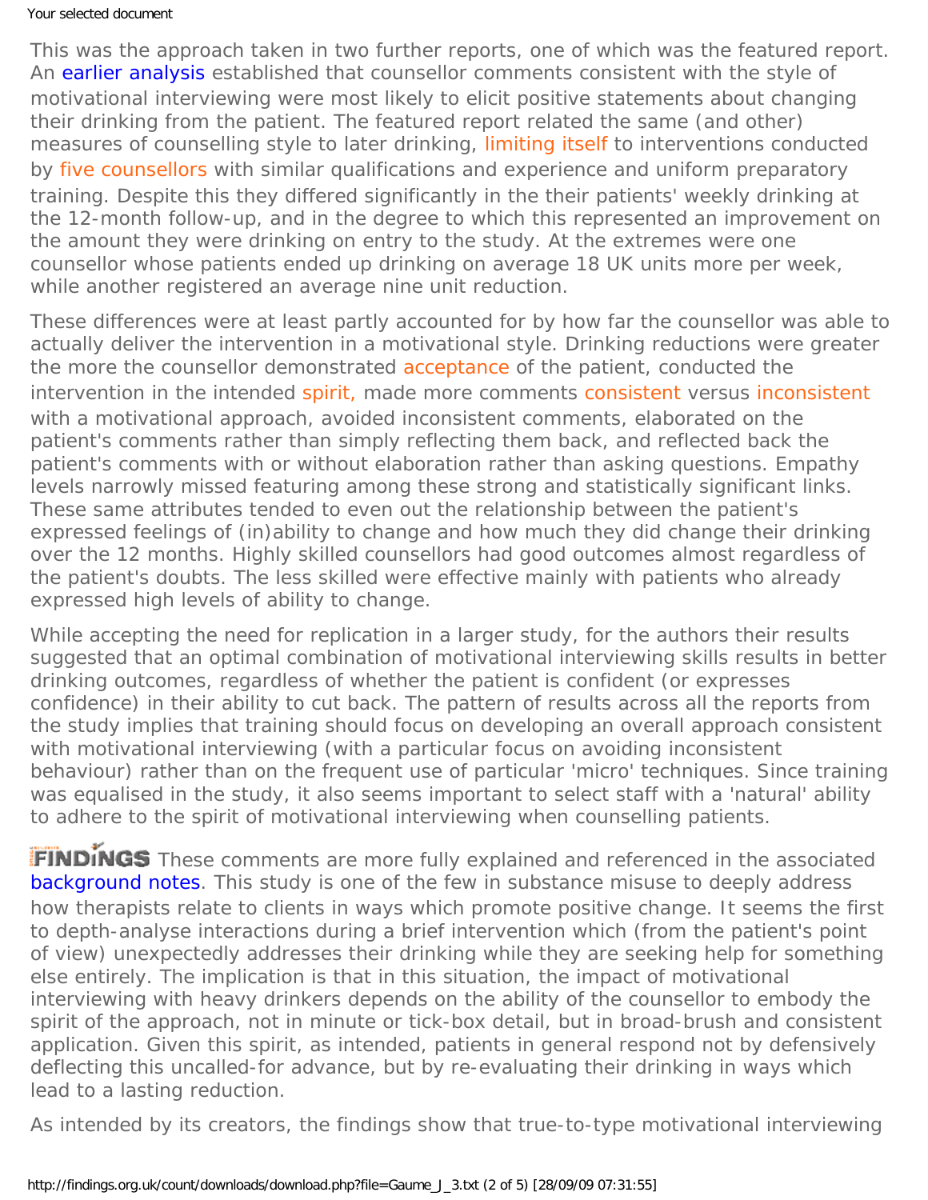This was the approach taken in two further reports, one of which was the featured report. An earlier analysis established that counsellor comments consistent with the style of motivational interviewing were most likely to elicit positive statements about changing their drinking from the patient. The featured report related the same (and other) measures of counselling style to later drinking, limiting itself to interventions conducted by five counsellors with similar qualifications and experience and uniform preparatory training. Despite this they differed significantly in the their patients' weekly drinking at the 12-month follow-up, and in the degree to which this represented an improvement on the amount they were drinking on entry to the study. At the extremes were one counsellor whose patients ended up drinking on average 18 UK units more per week, while another registered an average nine unit reduction.

These differences were at least partly accounted for by how far the counsellor was able to actually deliver the intervention in a motivational style. Drinking reductions were greater the more the counsellor demonstrated acceptance of the patient, conducted the intervention in the intended spirit, made more comments consistent versus inconsistent with a motivational approach, avoided inconsistent comments, elaborated on the patient's comments rather than simply reflecting them back, and reflected back the patient's comments with or without elaboration rather than asking questions. Empathy levels narrowly missed featuring among these strong and statistically significant links. These same attributes tended to even out the relationship between the patient's expressed feelings of (in)ability to change and how much they did change their drinking over the 12 months. Highly skilled counsellors had good outcomes almost regardless of the patient's doubts. The less skilled were effective mainly with patients who already expressed high levels of ability to change.

While accepting the need for replication in a larger study, for the authors their results suggested that an optimal combination of motivational interviewing skills results in better drinking outcomes, regardless of whether the patient is confident (or expresses confidence) in their ability to cut back. The pattern of results across all the reports from the study implies that training should focus on developing an overall approach consistent with motivational interviewing (with a particular focus on avoiding inconsistent behaviour) rather than on the frequent use of particular 'micro' techniques. Since training was equalised in the study, it also seems important to select staff with a 'natural' ability to adhere to the spirit of motivational interviewing when counselling patients.

**FINDINGS** These comments are more fully explained and referenced in the associated background notes. This study is one of the few in substance misuse to deeply address how therapists relate to clients in ways which promote positive change. It seems the first to depth-analyse interactions during a brief intervention which (from the patient's point of view) unexpectedly addresses their drinking while they are seeking help for something else entirely. The implication is that in this situation, the impact of motivational interviewing with heavy drinkers depends on the ability of the counsellor to embody the spirit of the approach, not in minute or tick-box detail, but in broad-brush and consistent application. Given this spirit, as intended, patients in general respond not by defensively deflecting this uncalled-for advance, but by re-evaluating their drinking in ways which lead to a lasting reduction.

As intended by its creators, the findings show that true-to-type motivational interviewing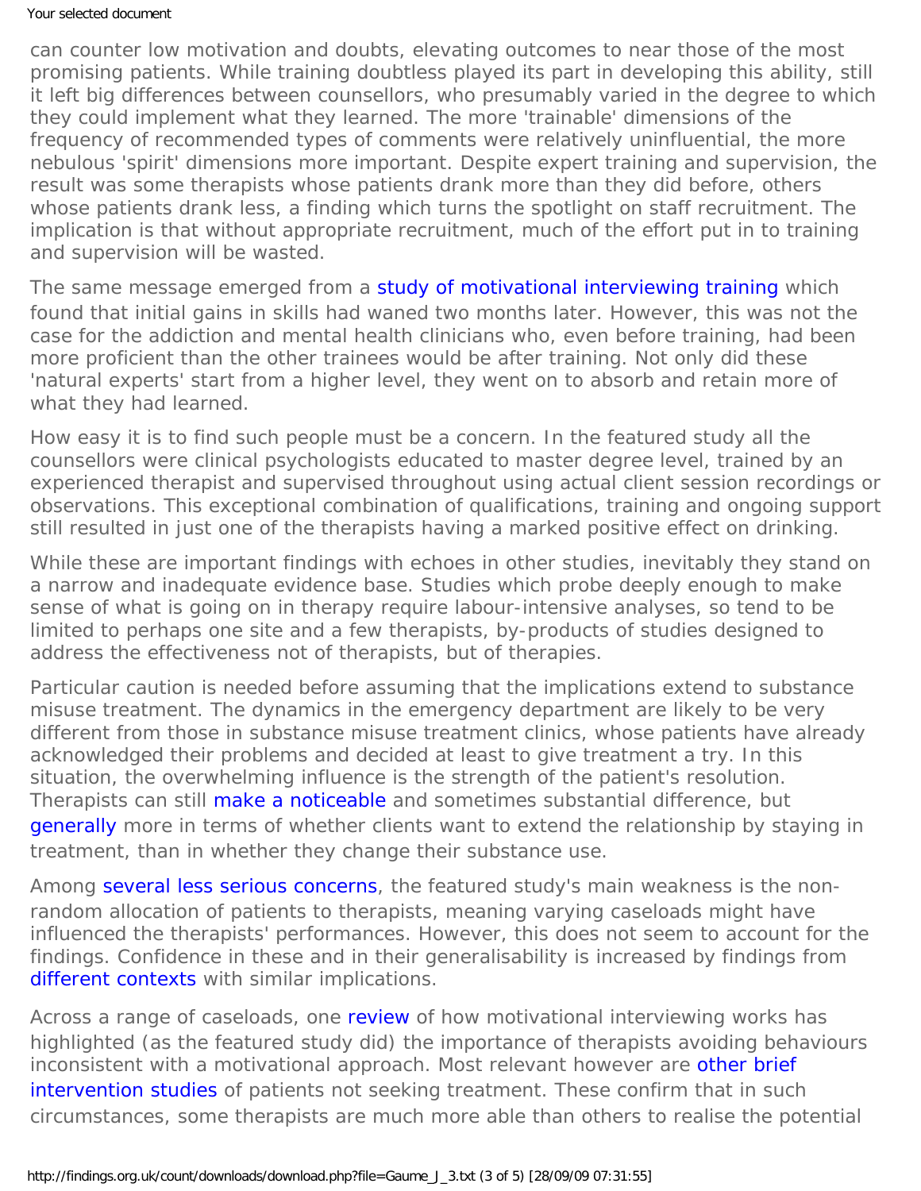can counter low motivation and doubts, elevating outcomes to near those of the most promising patients. While training doubtless played its part in developing this ability, still it left big differences between counsellors, who presumably varied in the degree to which they could implement what they learned. The more 'trainable' dimensions of the frequency of recommended types of comments were relatively uninfluential, the more nebulous 'spirit' dimensions more important. Despite expert training and supervision, the result was some therapists whose patients drank more than they did before, others whose patients drank less, a finding which turns the spotlight on staff recruitment. The implication is that without appropriate recruitment, much of the effort put in to training and supervision will be wasted.

The same message emerged from a study of motivational interviewing training which found that initial gains in skills had waned two months later. However, this was not the case for the addiction and mental health clinicians who, even before training, had been more proficient than the other trainees would be after training. Not only did these 'natural experts' start from a higher level, they went on to absorb and retain more of what they had learned.

How easy it is to find such people must be a concern. In the featured study all the counsellors were clinical psychologists educated to master degree level, trained by an experienced therapist and supervised throughout using actual client session recordings or observations. This exceptional combination of qualifications, training and ongoing support still resulted in just one of the therapists having a marked positive effect on drinking.

While these are important findings with echoes in other studies, inevitably they stand on a narrow and inadequate evidence base. Studies which probe deeply enough to make sense of what is going on in therapy require labour-intensive analyses, so tend to be limited to perhaps one site and a few therapists, by-products of studies designed to address the effectiveness not of therapists, but of therapies.

Particular caution is needed before assuming that the implications extend to substance misuse treatment. The dynamics in the emergency department are likely to be very different from those in substance misuse treatment clinics, whose patients have already acknowledged their problems and decided at least to give treatment a try. In this situation, the overwhelming influence is the strength of the patient's resolution. Therapists can still make a noticeable and sometimes substantial difference, but generally more in terms of whether clients want to extend the relationship by staying in treatment, than in whether they change their substance use.

Among several less serious concerns, the featured study's main weakness is the non-random allocation of patients to therapists, meaning varying caseloads might have influenced the therapists' performances. However, this does not seem to account for the findings. Confidence in these and in their generalisability is increased by findings from different contexts with similar implications.

Across a range of caseloads, one review of how motivational interviewing works has highlighted (as the featured study did) the importance of therapists avoiding behaviours inconsistent with a motivational approach. Most relevant however are other brief intervention studies of patients not seeking treatment. These confirm that in such circumstances, some therapists are much more able than others to realise the potential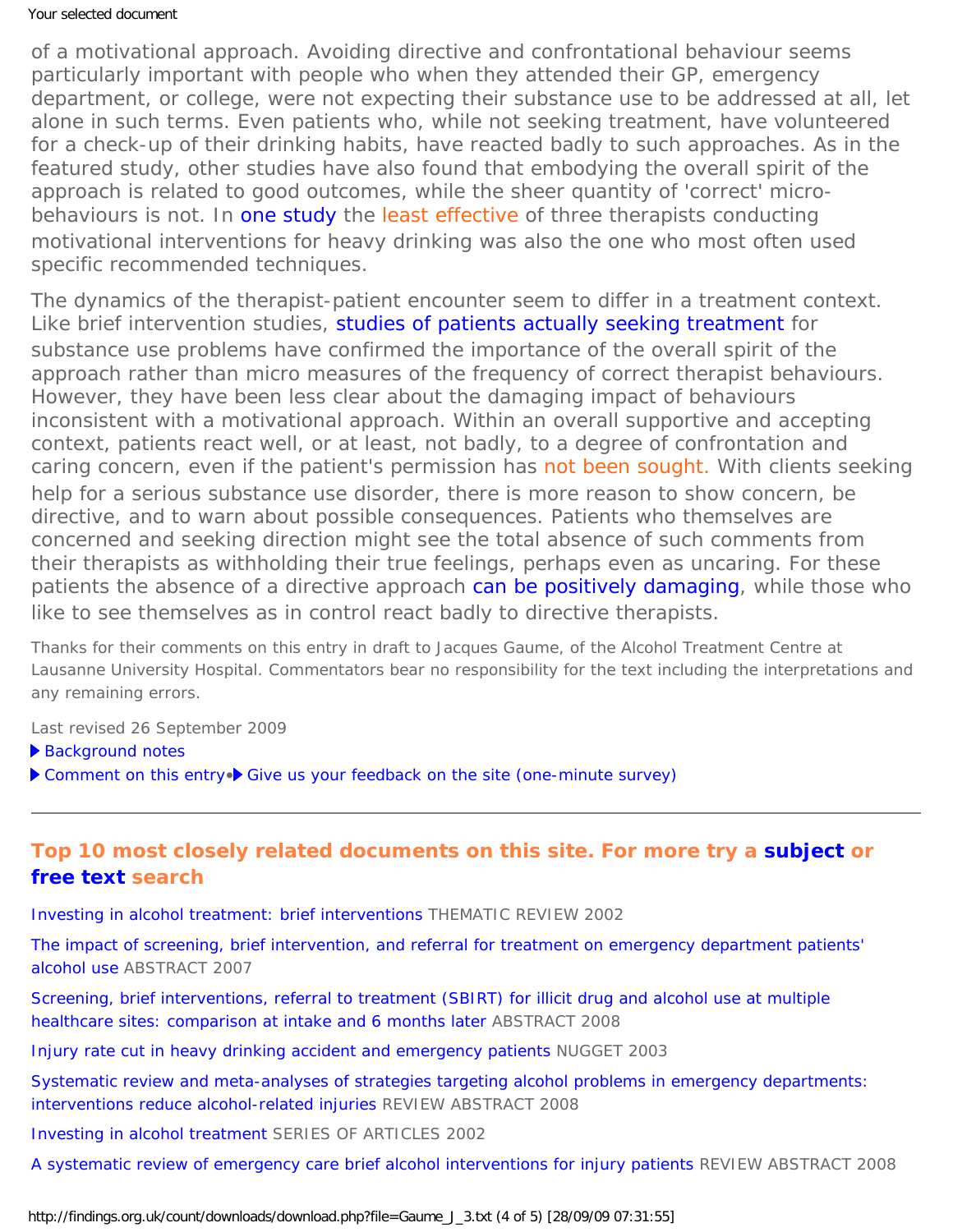of a motivational approach. Avoiding directive and confrontational behaviour seems particularly important with people who when they attended their GP, emergency department, or college, were not expecting their substance use to be addressed at all, let alone in such terms. Even patients who, while not seeking treatment, have volunteered for a check-up of their drinking habits, have reacted badly to such approaches. As in the featured study, other studies have also found that embodying the overall spirit of the approach is related to good outcomes, while the sheer quantity of 'correct' micro-behaviours is not. In one study the least effective of three therapists conducting motivational interventions for heavy drinking was also the one who most often used specific recommended techniques.

The dynamics of the therapist-patient encounter seem to differ in a treatment context. Like brief intervention studies, studies of patients actually seeking treatment for substance use problems have confirmed the importance of the overall spirit of the approach rather than micro measures of the frequency of correct therapist behaviours. However, they have been less clear about the damaging impact of behaviours inconsistent with a motivational approach. Within an overall supportive and accepting context, patients react well, or at least, not badly, to a degree of confrontation and caring concern, even if the patient's permission has not been sought. With clients seeking help for a serious substance use disorder, there is more reason to show concern, be directive, and to warn about possible consequences. Patients who themselves are concerned and seeking direction might see the total absence of such comments from their therapists as withholding their true feelings, perhaps even as uncaring. For these patients the absence of a directive approach can be positively damaging, while those who like to see themselves as in control react badly to directive therapists.

Thanks for their comments on this entry in draft to Jacques Gaume, of the Alcohol Treatment Centre at Lausanne University Hospital. Commentators bear no responsibility for the text including the interpretations and any remaining errors.

Last revised 26 September 2009

- Background notes
- Comment on this entry • Give us your feedback on the site (one-minute survey)

---

## Top 10 most closely related documents on this site. For more try a subject or free text search

Investing in alcohol treatment: brief interventions THEMATIC REVIEW 2002

The impact of screening, brief intervention, and referral for treatment on emergency department patients' alcohol use ABSTRACT 2007

Screening, brief interventions, referral to treatment (SBIRT) for illicit drug and alcohol use at multiple healthcare sites: comparison at intake and 6 months later ABSTRACT 2008

Injury rate cut in heavy drinking accident and emergency patients NUGGET 2003

Systematic review and meta-analyses of strategies targeting alcohol problems in emergency departments: interventions reduce alcohol-related injuries REVIEW ABSTRACT 2008

Investing in alcohol treatment SERIES OF ARTICLES 2002

A systematic review of emergency care brief alcohol interventions for injury patients REVIEW ABSTRACT 2008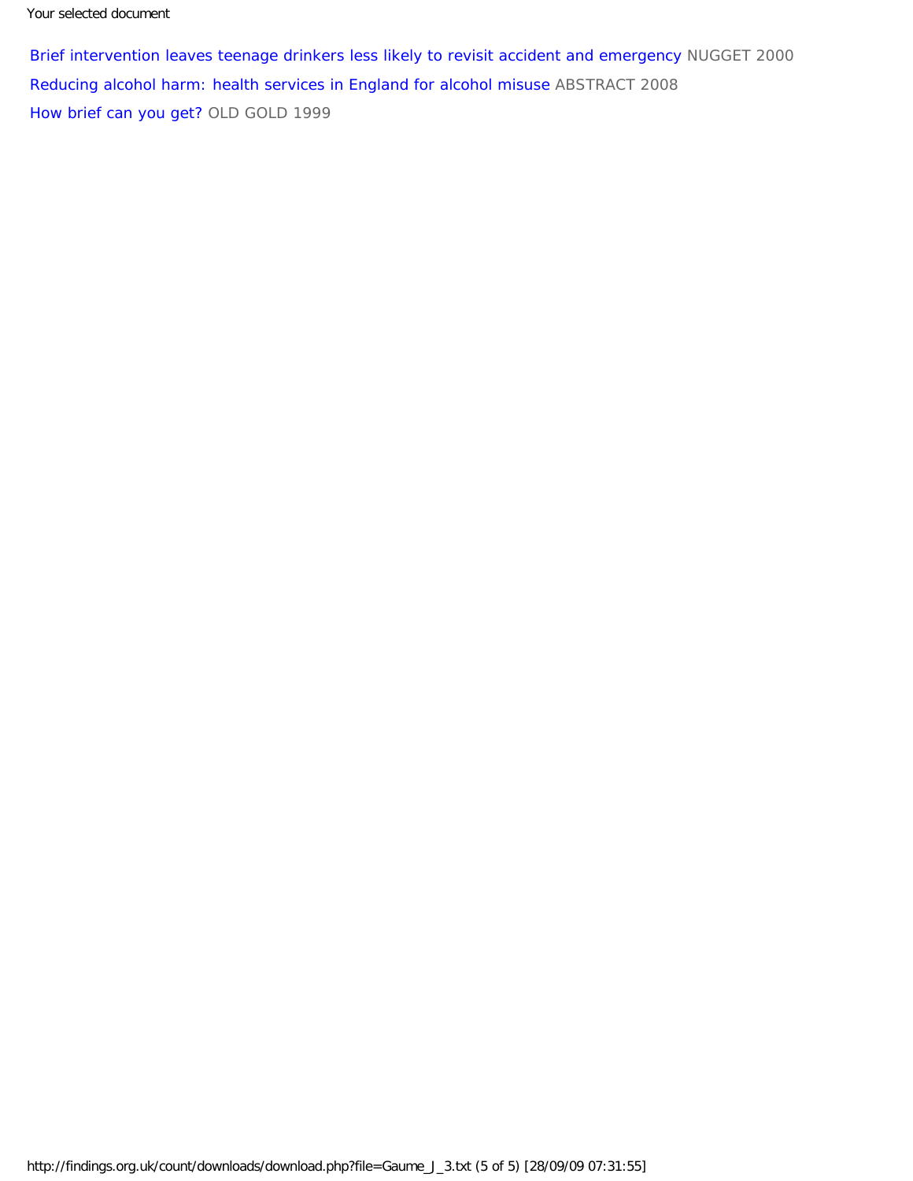Brief intervention leaves teenage drinkers less likely to revisit accident and emergency NUGGET 2000

Reducing alcohol harm: health services in England for alcohol misuse ABSTRACT 2008

How brief can you get? OLD GOLD 1999